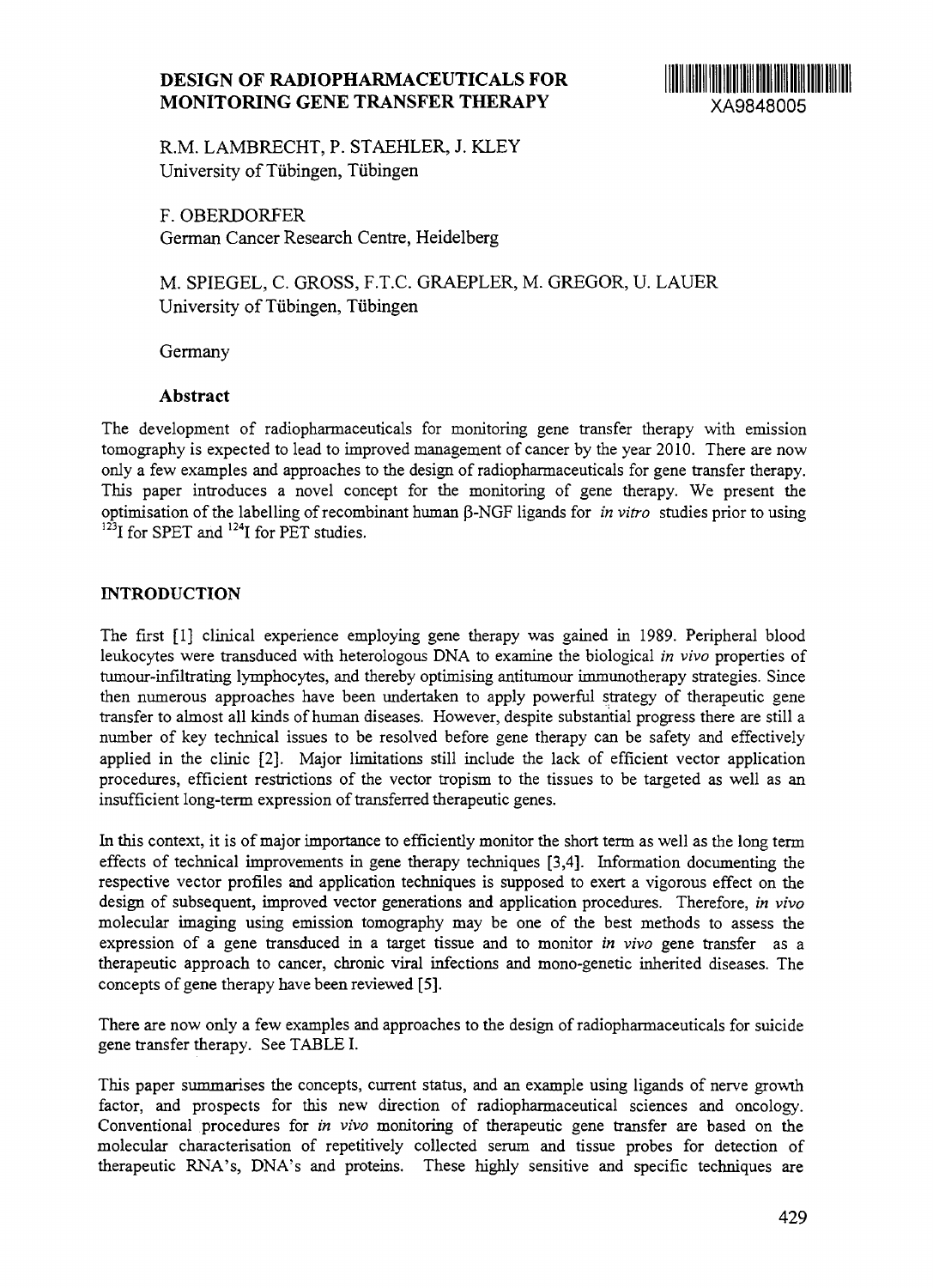# DESIGN OF RADIOPHARMACEUTICALS FOR MONITORING GENE TRANSFER THERAPY

XA9848005

R.M. LAMBRECHT, P. STAEHLER, J. KLEY
University of Tübingen, Tübingen

F. OBERDORFER
German Cancer Research Centre, Heidelberg

M. SPIEGEL, C. GROSS, F.T.C. GRAEPLER, M. GREGOR, U. LAUER
University of Tübingen, Tübingen

Germany

## Abstract

The development of radiopharmaceuticals for monitoring gene transfer therapy with emission tomography is expected to lead to improved management of cancer by the year 2010. There are now only a few examples and approaches to the design of radiopharmaceuticals for gene transfer therapy. This paper introduces a novel concept for the monitoring of gene therapy. We present the optimisation of the labelling of recombinant human β-NGF ligands for *in vitro* studies prior to using $^{123}I$ for SPET and $^{124}I$ for PET studies.

## INTRODUCTION

The first [1] clinical experience employing gene therapy was gained in 1989. Peripheral blood leukocytes were transduced with heterologous DNA to examine the biological *in vivo* properties of tumour-infiltrating lymphocytes, and thereby optimising antitumour immunotherapy strategies. Since then numerous approaches have been undertaken to apply powerful strategy of therapeutic gene transfer to almost all kinds of human diseases. However, despite substantial progress there are still a number of key technical issues to be resolved before gene therapy can be safety and effectively applied in the clinic [2]. Major limitations still include the lack of efficient vector application procedures, efficient restrictions of the vector tropism to the tissues to be targeted as well as an insufficient long-term expression of transferred therapeutic genes.

In this context, it is of major importance to efficiently monitor the short term as well as the long term effects of technical improvements in gene therapy techniques [3,4]. Information documenting the respective vector profiles and application techniques is supposed to exert a vigorous effect on the design of subsequent, improved vector generations and application procedures. Therefore, *in vivo* molecular imaging using emission tomography may be one of the best methods to assess the expression of a gene transduced in a target tissue and to monitor *in vivo* gene transfer as a therapeutic approach to cancer, chronic viral infections and mono-genetic inherited diseases. The concepts of gene therapy have been reviewed [5].

There are now only a few examples and approaches to the design of radiopharmaceuticals for suicide gene transfer therapy. See TABLE I.

This paper summarises the concepts, current status, and an example using ligands of nerve growth factor, and prospects for this new direction of radiopharmaceutical sciences and oncology. Conventional procedures for *in vivo* monitoring of therapeutic gene transfer are based on the molecular characterisation of repetitively collected serum and tissue probes for detection of therapeutic RNA's, DNA's and proteins. These highly sensitive and specific techniques are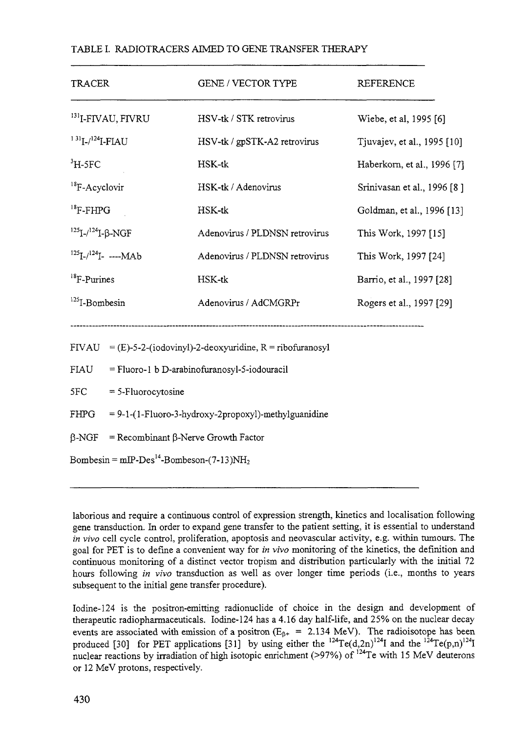TABLE I. RADIOTRACERS AIMED TO GENE TRANSFER THERAPY

| TRACER | GENE / VECTOR TYPE | REFERENCE |
|---|---|---|
| $^{131}$I-FIVAU, FIVRU | HSV-tk / STK retrovirus | Wiebe, et al, 1995 [6] |
| $^{131}$I-/$^{124}$I-FIAU | HSV-tk / gpSTK-A2 retrovirus | Tjuvajev, et al., 1995 [10] |
| $^{3}$H-5FC | HSK-tk | Haberkorn, et al., 1996 [7] |
| $^{18}$F-Acyclovir | HSK-tk / Adenovirus | Srinivasan et al., 1996 [8 ] |
| $^{18}$F-FHPG | HSK-tk | Goldman, et al., 1996 [13] |
| $^{125}$I-/$^{124}$I-β-NGF | Adenovirus / PLDNSN retrovirus | This Work, 1997 [15] |
| $^{125}$I-/$^{124}$I- ----MAb | Adenovirus / PLDNSN retrovirus | This Work, 1997 [24] |
| $^{18}$F-Purines | HSK-tk | Barrio, et al., 1997 [28] |
| $^{125}$I-Bombesin | Adenovirus / AdCMGRPr | Rogers et al., 1997 [29] |

FIVAU = (E)-5-2-(iodovinyl)-2-deoxyuridine, R = ribofuranosyl

FIAU = Fluoro-1 b D-arabinofuranosyl-5-iodouracil

5FC = 5-Fluorocytosine

FHPG = 9-1-(1-Fluoro-3-hydroxy-2propoxyl)-methylguanidine

β-NGF = Recombinant β-Nerve Growth Factor

Bombesin = mIP-Des$^{14}$-Bombeson-(7-13)NH$_2$

laborious and require a continuous control of expression strength, kinetics and localisation following gene transduction. In order to expand gene transfer to the patient setting, it is essential to understand *in vivo* cell cycle control, proliferation, apoptosis and neovascular activity, e.g. within tumours. The goal for PET is to define a convenient way for *in vivo* monitoring of the kinetics, the definition and continuous monitoring of a distinct vector tropism and distribution particularly with the initial 72 hours following *in vivo* transduction as well as over longer time periods (i.e., months to years subsequent to the initial gene transfer procedure).

Iodine-124 is the positron-emitting radionuclide of choice in the design and development of therapeutic radiopharmaceuticals. Iodine-124 has a 4.16 day half-life, and 25% on the nuclear decay events are associated with emission of a positron ($E_{\beta+}$ = 2.134 MeV). The radioisotope has been produced [30] for PET applications [31] by using either the $^{124}$Te(d,2n)$^{124}$I and the $^{124}$Te(p,n)$^{124}$I nuclear reactions by irradiation of high isotopic enrichment (>97%) of $^{124}$Te with 15 MeV deuterons or 12 MeV protons, respectively.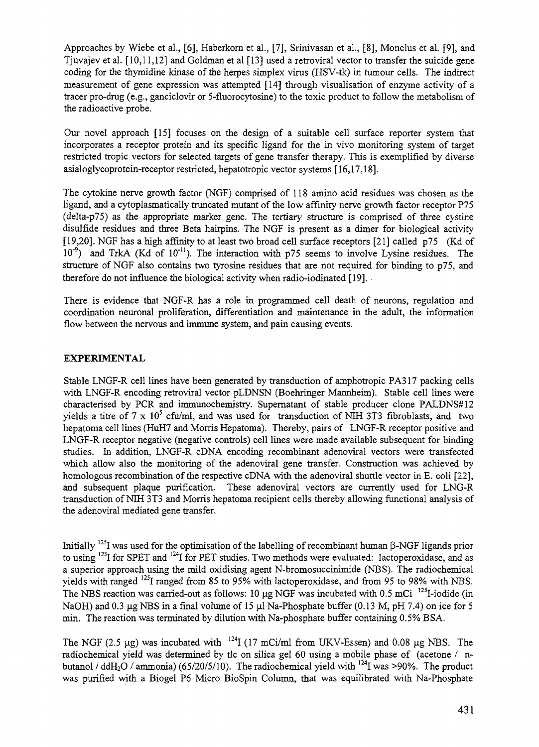Approaches by Wiebe et al., [6], Haberkorn et al., [7], Srinivasan et al., [8], Monclus et al. [9], and Tjuvajev et al. [10,11,12] and Goldman et al [13] used a retroviral vector to transfer the suicide gene coding for the thymidine kinase of the herpes simplex virus (HSV-tk) in tumour cells. The indirect measurement of gene expression was attempted [14] through visualisation of enzyme activity of a tracer pro-drug (e.g., ganciclovir or 5-fluorocytosine) to the toxic product to follow the metabolism of the radioactive probe.

Our novel approach [15] focuses on the design of a suitable cell surface reporter system that incorporates a receptor protein and its specific ligand for the in vivo monitoring system of target restricted tropic vectors for selected targets of gene transfer therapy. This is exemplified by diverse asialoglycoprotein-receptor restricted, hepatotropic vector systems [16,17,18].

The cytokine nerve growth factor (NGF) comprised of 118 amino acid residues was chosen as the ligand, and a cytoplasmatically truncated mutant of the low affinity nerve growth factor receptor P75 (delta-p75) as the appropriate marker gene. The tertiary structure is comprised of three cystine disulfide residues and three Beta hairpins. The NGF is present as a dimer for biological activity [19,20]. NGF has a high affinity to at least two broad cell surface receptors [21] called p75 (Kd of $10^{-9}$) and TrkA (Kd of $10^{-11}$). The interaction with p75 seems to involve Lysine residues. The structure of NGF also contains two tyrosine residues that are not required for binding to p75, and therefore do not influence the biological activity when radio-iodinated [19].

There is evidence that NGF-R has a role in programmed cell death of neurons, regulation and coordination neuronal proliferation, differentiation and maintenance in the adult, the information flow between the nervous and immune system, and pain causing events.

## EXPERIMENTAL

Stable LNGF-R cell lines have been generated by transduction of amphotropic PA317 packing cells with LNGF-R encoding retroviral vector pLDNSN (Boehringer Mannheim). Stable cell lines were characterised by PCR and immunochemistry. Supernatant of stable producer clone PALDNS#12 yields a titre of 7 x $10^5$ cfu/ml, and was used for transduction of NIH 3T3 fibroblasts, and two hepatoma cell lines (HuH7 and Morris Hepatoma). Thereby, pairs of LNGF-R receptor positive and LNGF-R receptor negative (negative controls) cell lines were made available subsequent for binding studies. In addition, LNGF-R cDNA encoding recombinant adenoviral vectors were transfected which allow also the monitoring of the adenoviral gene transfer. Construction was achieved by homologous recombination of the respective cDNA with the adenoviral shuttle vector in E. coli [22], and subsequent plaque purification. These adenoviral vectors are currently used for LNG-R transduction of NIH 3T3 and Morris hepatoma recipient cells thereby allowing functional analysis of the adenoviral mediated gene transfer.

Initially $^{125}$I was used for the optimisation of the labelling of recombinant human β-NGF ligands prior to using $^{123}$I for SPET and $^{124}$I for PET studies. Two methods were evaluated: lactoperoxidase, and as a superior approach using the mild oxidising agent N-bromosuccinimide (NBS). The radiochemical yields with ranged $^{125}$I ranged from 85 to 95% with lactoperoxidase, and from 95 to 98% with NBS. The NBS reaction was carried-out as follows: 10 µg NGF was incubated with 0.5 mCi $^{125}$I-iodide (in NaOH) and 0.3 µg NBS in a final volume of 15 µl Na-Phosphate buffer (0.13 M, pH 7.4) on ice for 5 min. The reaction was terminated by dilution with Na-phosphate buffer containing 0.5% BSA.

The NGF (2.5 µg) was incubated with $^{124}$I (17 mCi/ml from UKV-Essen) and 0.08 µg NBS. The radiochemical yield was determined by tlc on silica gel 60 using a mobile phase of (acetone / n-butanol / ddH$_2$O / ammonia) (65/20/5/10). The radiochemical yield with $^{124}$I was >90%. The product was purified with a Biogel P6 Micro BioSpin Column, that was equilibrated with Na-Phosphate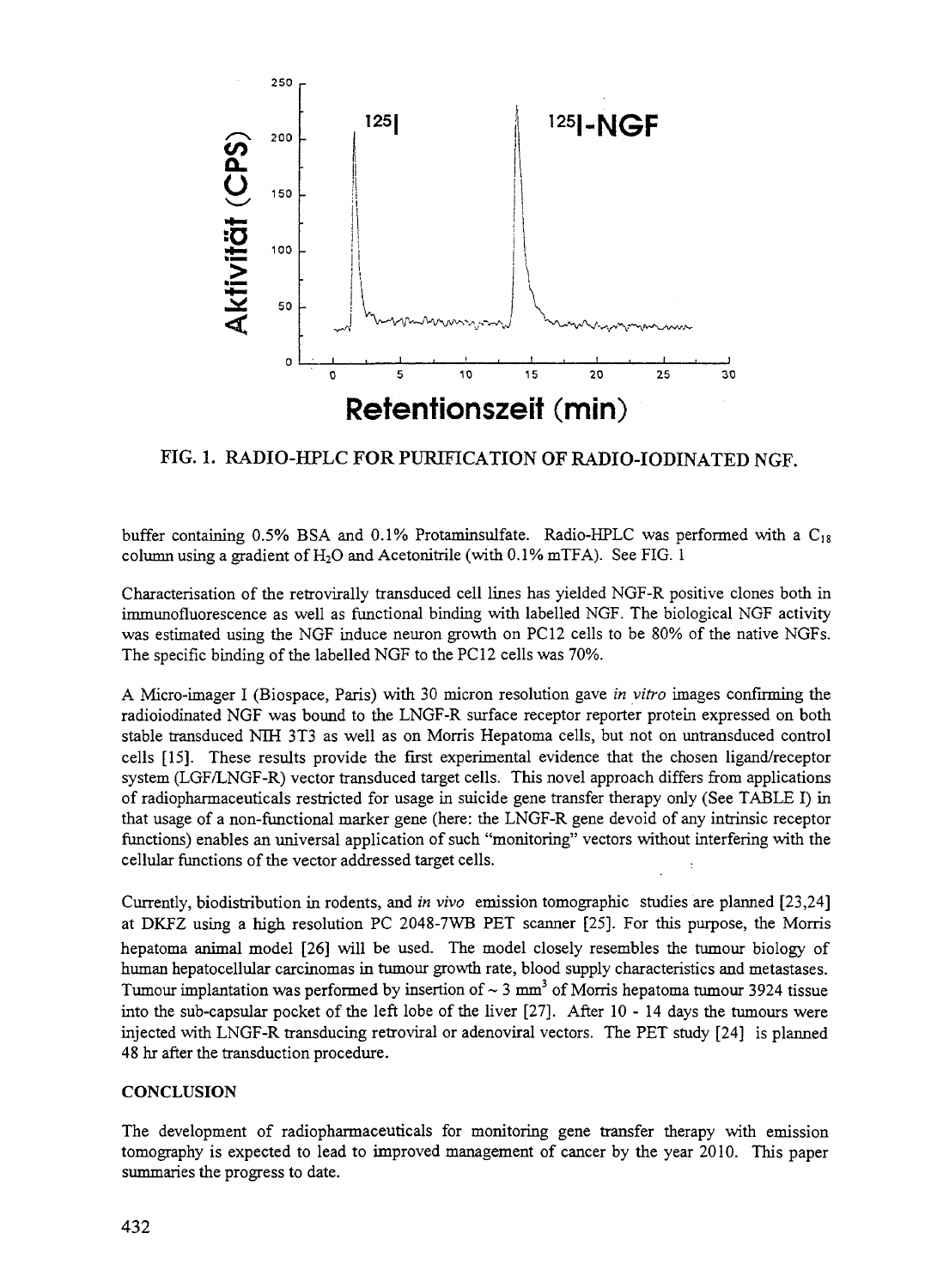FIG. 1. RADIO-HPLC FOR PURIFICATION OF RADIO-IODINATED NGF.

buffer containing 0.5% BSA and 0.1% Protaminsulfate. Radio-HPLC was performed with a $C_{18}$ column using a gradient of $H_2O$ and Acetonitrile (with 0.1% mTFA). See FIG. 1

Characterisation of the retrovirally transduced cell lines has yielded NGF-R positive clones both in immunofluorescence as well as functional binding with labelled NGF. The biological NGF activity was estimated using the NGF induce neuron growth on PC12 cells to be 80% of the native NGFs. The specific binding of the labelled NGF to the PC12 cells was 70%.

A Micro-imager I (Biospace, Paris) with 30 micron resolution gave *in vitro* images confirming the radioiodinated NGF was bound to the LNGF-R surface receptor reporter protein expressed on both stable transduced NIH 3T3 as well as on Morris Hepatoma cells, but not on untransduced control cells [15]. These results provide the first experimental evidence that the chosen ligand/receptor system (LGF/LNGF-R) vector transduced target cells. This novel approach differs from applications of radiopharmaceuticals restricted for usage in suicide gene transfer therapy only (See TABLE I) in that usage of a non-functional marker gene (here: the LNGF-R gene devoid of any intrinsic receptor functions) enables an universal application of such "monitoring" vectors without interfering with the cellular functions of the vector addressed target cells.

Currently, biodistribution in rodents, and *in vivo* emission tomographic studies are planned [23,24] at DKFZ using a high resolution PC 2048-7WB PET scanner [25]. For this purpose, the Morris hepatoma animal model [26] will be used. The model closely resembles the tumour biology of human hepatocellular carcinomas in tumour growth rate, blood supply characteristics and metastases. Tumour implantation was performed by insertion of ~ 3 $mm^3$ of Morris hepatoma tumour 3924 tissue into the sub-capsular pocket of the left lobe of the liver [27]. After 10 - 14 days the tumours were injected with LNGF-R transducing retroviral or adenoviral vectors. The PET study [24] is planned 48 hr after the transduction procedure.

## CONCLUSION

The development of radiopharmaceuticals for monitoring gene transfer therapy with emission tomography is expected to lead to improved management of cancer by the year 2010. This paper summaries the progress to date.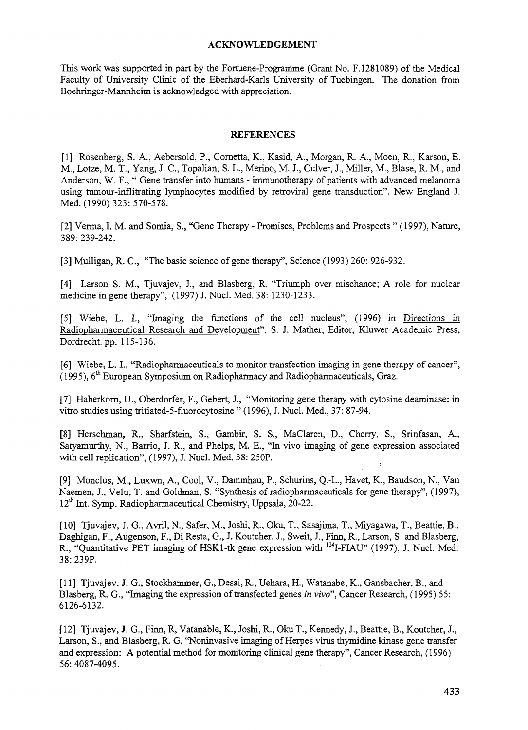## ACKNOWLEDGEMENT

This work was supported in part by the Fortuene-Programme (Grant No. F.1281089) of the Medical Faculty of University Clinic of the Eberhard-Karls University of Tuebingen. The donation from Boehringer-Mannheim is acknowledged with appreciation.

## REFERENCES

[1] Rosenberg, S. A., Aebersold, P., Cornetta, K., Kasid, A., Morgan, R. A., Moen, R., Karson, E. M., Lotze, M. T., Yang, J. C., Topalian, S. L., Merino, M. J., Culver, J., Miller, M., Blase, R. M., and Anderson, W. F., " Gene transfer into humans - immunotherapy of patients with advanced melanoma using tumour-inflitrating lymphocytes modified by retroviral gene transduction". New England J. Med. (1990) 323: 570-578.

[2] Verma, I. M. and Somia, S., "Gene Therapy - Promises, Problems and Prospects " (1997), Nature, 389: 239-242.

[3] Mulligan, R. C., "The basic science of gene therapy", Science (1993) 260: 926-932.

[4] Larson S. M., Tjuvajev, J., and Blasberg, R. "Triumph over mischance; A role for nuclear medicine in gene therapy", (1997) J. Nucl. Med. 38: 1230-1233.

[5] Wiebe, L. I., "Imaging the functions of the cell nucleus", (1996) in Directions in Radiopharmaceutical Research and Development", S. J. Mather, Editor, Kluwer Academic Press, Dordrecht. pp. 115-136.

[6] Wiebe, L. I., "Radiopharmaceuticals to monitor transfection imaging in gene therapy of cancer", (1995), 6th European Symposium on Radiopharmacy and Radiopharmaceuticals, Graz.

[7] Haberkorn, U., Oberdorfer, F., Gebert, J., "Monitoring gene therapy with cytosine deaminase: in vitro studies using tritiated-5-fluorocytosine " (1996), J. Nucl. Med., 37: 87-94.

[8] Herschman, R., Sharfstein, S., Gambir, S. S., MaClaren, D., Cherry, S., Srinfasan, A., Satyamurthy, N., Barrio, J. R., and Phelps, M. E., "In vivo imaging of gene expression associated with cell replication", (1997), J. Nucl. Med. 38: 250P.

[9] Monclus, M., Luxwn, A., Cool, V., Dammhau, P., Schurins, Q.-L., Havet, K., Baudson, N., Van Naemen, J., Velu, T. and Goldman, S. "Synthesis of radiopharmaceuticals for gene therapy", (1997), 12th Int. Symp. Radiopharmaceutical Chemistry, Uppsala, 20-22.

[10] Tjuvajev, J. G., Avril, N., Safer, M., Joshi, R., Oku, T., Sasajima, T., Miyagawa, T., Beattie, B., Daghigan, F., Augenson, F., Di Resta, G., J. Koutcher. J., Sweit, J., Finn, R., Larson, S. and Blasberg, R., "Quantitative PET imaging of HSK1-tk gene expression with $^{124}$I-FIAU" (1997), J. Nucl. Med. 38: 239P.

[11] Tjuvajev, J. G., Stockhammer, G., Desai, R., Uehara, H., Watanabe, K., Gansbacher, B., and Blasberg, R. G., "Imaging the expression of transfected genes *in vivo*", Cancer Research, (1995) 55: 6126-6132.

[12] Tjuvajev, J. G., Finn, R, Vatanable, K., Joshi, R., Oku T., Kennedy, J., Beattie, B., Koutcher, J., Larson, S., and Blasberg, R. G. "Noninvasive imaging of Herpes virus thymidine kinase gene transfer and expression: A potential method for monitoring clinical gene therapy", Cancer Research, (1996) 56: 4087-4095.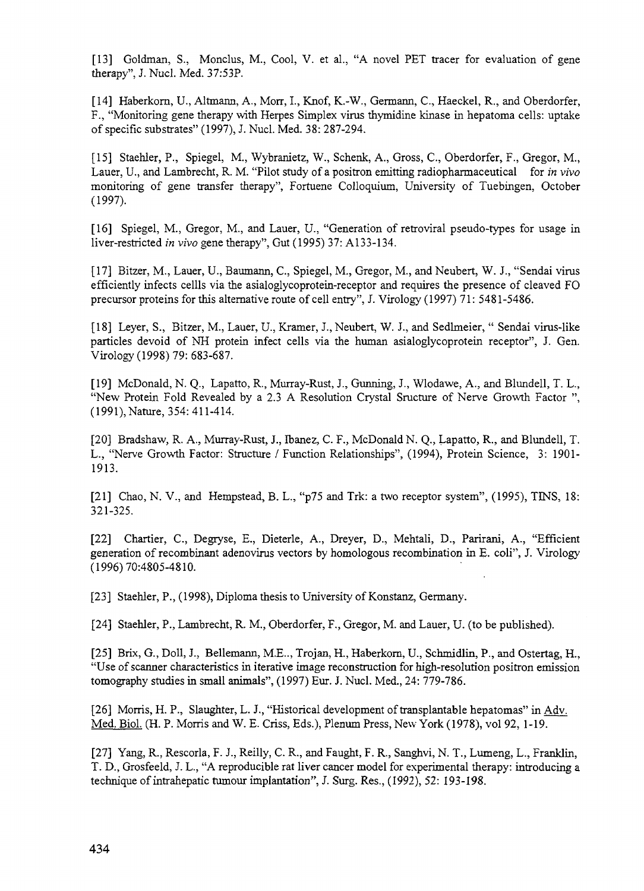[13] Goldman, S., Monclus, M., Cool, V. et al., "A novel PET tracer for evaluation of gene therapy", J. Nucl. Med. 37:53P.

[14] Haberkorn, U., Altmann, A., Morr, I., Knof, K.-W., Germann, C., Haeckel, R., and Oberdorfer, F., "Monitoring gene therapy with Herpes Simplex virus thymidine kinase in hepatoma cells: uptake of specific substrates" (1997), J. Nucl. Med. 38: 287-294.

[15] Staehler, P., Spiegel, M., Wybranietz, W., Schenk, A., Gross, C., Oberdorfer, F., Gregor, M., Lauer, U., and Lambrecht, R. M. "Pilot study of a positron emitting radiopharmaceutical for *in vivo* monitoring of gene transfer therapy", Fortuene Colloquium, University of Tuebingen, October (1997).

[16] Spiegel, M., Gregor, M., and Lauer, U., "Generation of retroviral pseudo-types for usage in liver-restricted *in vivo* gene therapy", Gut (1995) 37: A133-134.

[17] Bitzer, M., Lauer, U., Baumann, C., Spiegel, M., Gregor, M., and Neubert, W. J., "Sendai virus efficiently infects cellls via the asialoglycoprotein-receptor and requires the presence of cleaved FO precursor proteins for this alternative route of cell entry", J. Virology (1997) 71: 5481-5486.

[18] Leyer, S., Bitzer, M., Lauer, U., Kramer, J., Neubert, W. J., and Sedlmeier, " Sendai virus-like particles devoid of NH protein infect cells via the human asialoglycoprotein receptor", J. Gen. Virology (1998) 79: 683-687.

[19] McDonald, N. Q., Lapatto, R., Murray-Rust, J., Gunning, J., Wlodawe, A., and Blundell, T. L., "New Protein Fold Revealed by a 2.3 A Resolution Crystal Sructure of Nerve Growth Factor ", (1991), Nature, 354: 411-414.

[20] Bradshaw, R. A., Murray-Rust, J., Ibanez, C. F., McDonald N. Q., Lapatto, R., and Blundell, T. L., "Nerve Growth Factor: Structure / Function Relationships", (1994), Protein Science, 3: 1901-1913.

[21] Chao, N. V., and Hempstead, B. L., "p75 and Trk: a two receptor system", (1995), TINS, 18: 321-325.

[22] Chartier, C., Degryse, E., Dieterle, A., Dreyer, D., Mehtali, D., Parirani, A., "Efficient generation of recombinant adenovirus vectors by homologous recombination in E. coli", J. Virology (1996) 70:4805-4810.

[23] Staehler, P., (1998), Diploma thesis to University of Konstanz, Germany.

[24] Staehler, P., Lambrecht, R. M., Oberdorfer, F., Gregor, M. and Lauer, U. (to be published).

[25] Brix, G., Doll, J., Bellemann, M.E.., Trojan, H., Haberkorn, U., Schmidlin, P., and Ostertag, H., "Use of scanner characteristics in iterative image reconstruction for high-resolution positron emission tomography studies in small animals", (1997) Eur. J. Nucl. Med., 24: 779-786.

[26] Morris, H. P., Slaughter, L. J., "Historical development of transplantable hepatomas" in Adv. Med. Biol. (H. P. Morris and W. E. Criss, Eds.), Plenum Press, New York (1978), vol 92, 1-19.

[27] Yang, R., Rescorla, F. J., Reilly, C. R., and Faught, F. R., Sanghvi, N. T., Lumeng, L., Franklin, T. D., Grosfeeld, J. L., "A reproducible rat liver cancer model for experimental therapy: introducing a technique of intrahepatic tumour implantation", J. Surg. Res., (1992), 52: 193-198.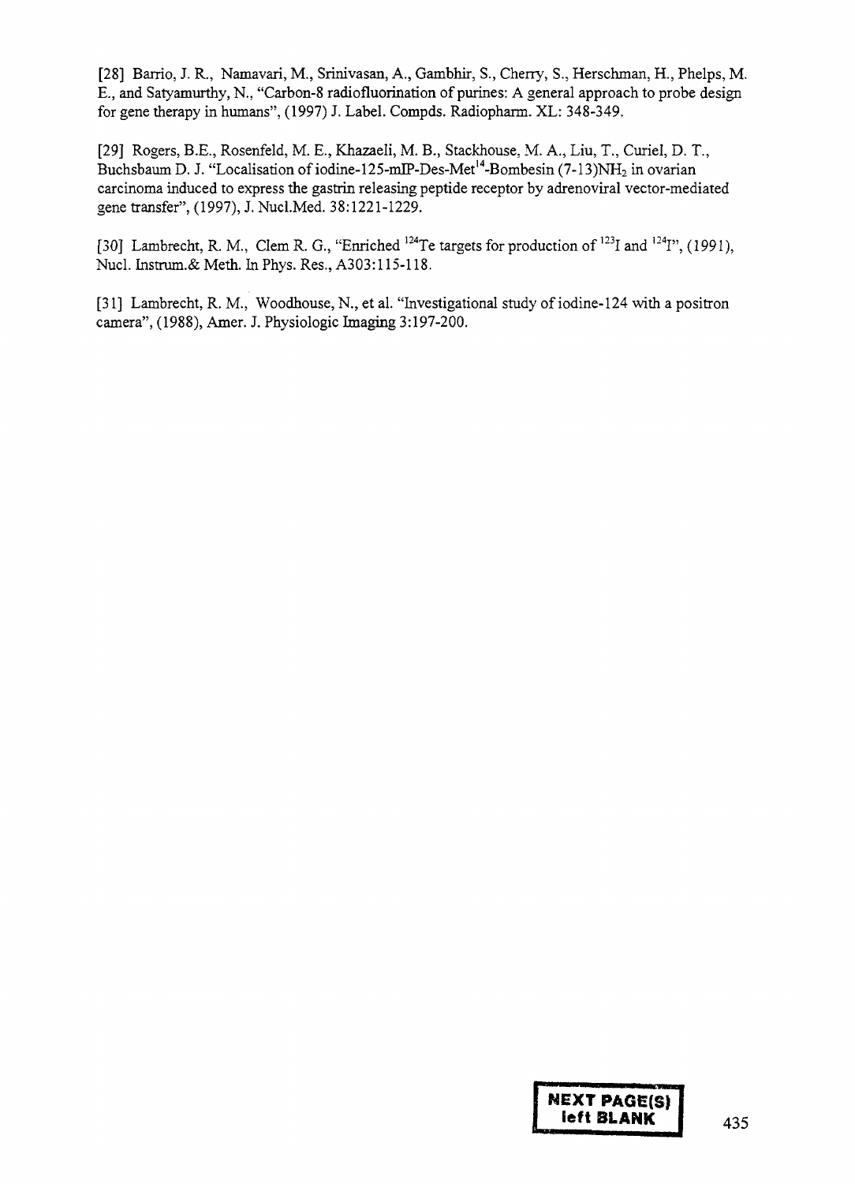[28] Barrio, J. R., Namavari, M., Srinivasan, A., Gambhir, S., Cherry, S., Herschman, H., Phelps, M. E., and Satyamurthy, N., "Carbon-8 radiofluorination of purines: A general approach to probe design for gene therapy in humans", (1997) J. Label. Compds. Radiopharm. XL: 348-349.

[29] Rogers, B.E., Rosenfeld, M. E., Khazaeli, M. B., Stackhouse, M. A., Liu, T., Curiel, D. T., Buchsbaum D. J. "Localisation of iodine-125-mIP-Des-Met$^{14}$-Bombesin (7-13)$NH_2$ in ovarian carcinoma induced to express the gastrin releasing peptide receptor by adrenoviral vector-mediated gene transfer", (1997), J. Nucl.Med. 38:1221-1229.

[30] Lambrecht, R. M., Clem R. G., "Enriched $^{124}$Te targets for production of $^{123}$I and $^{124}$I", (1991), Nucl. Instrum.& Meth. In Phys. Res., A303:115-118.

[31] Lambrecht, R. M., Woodhouse, N., et al. "Investigational study of iodine-124 with a positron camera", (1988), Amer. J. Physiologic Imaging 3:197-200.

NEXT PAGE(S) left BLANK